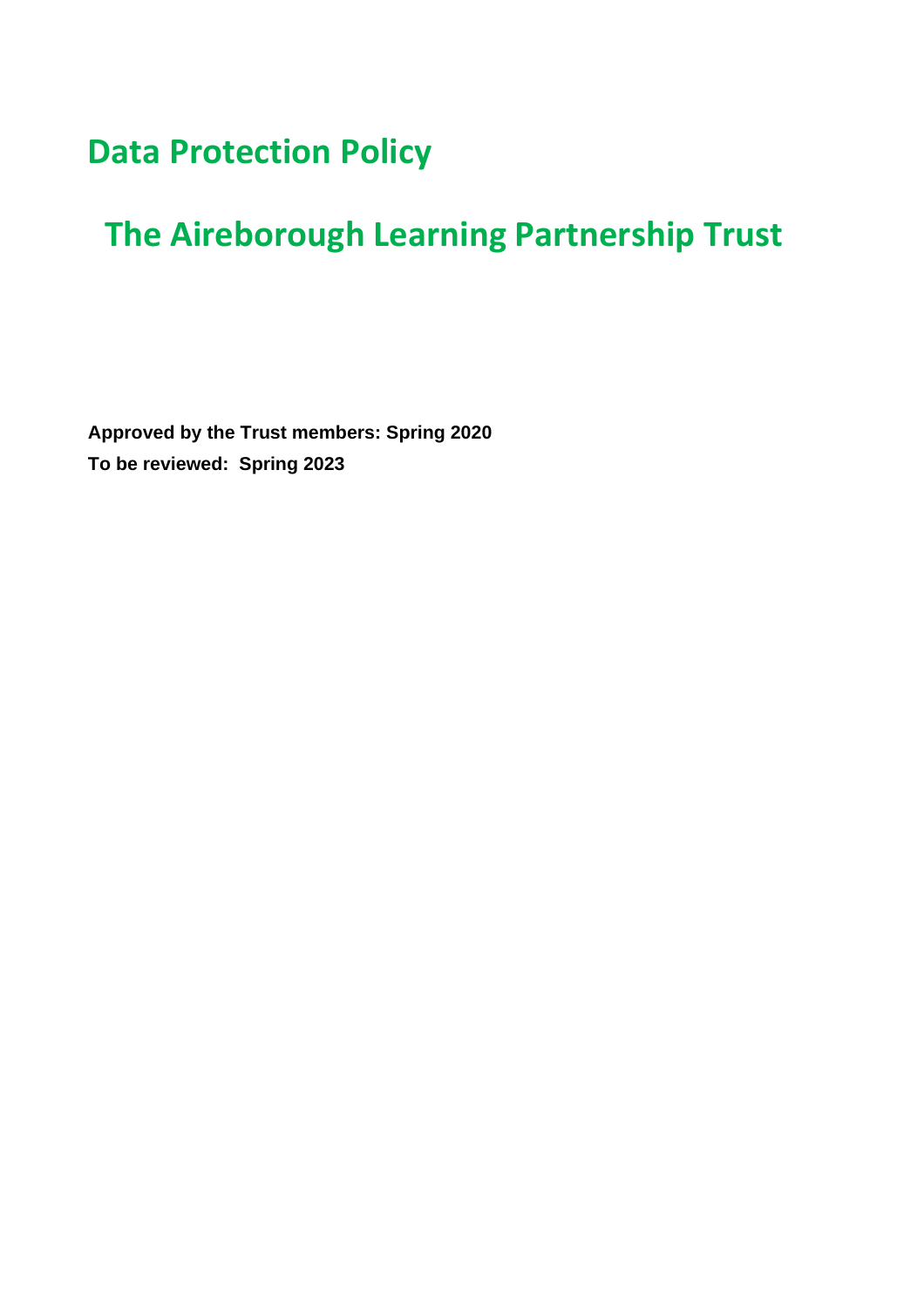# Data Protection Policy

# The Aireborough Learning Partnership Trust

**Approved by the Trust members: Spring 2020**

**To be reviewed: Spring 2023**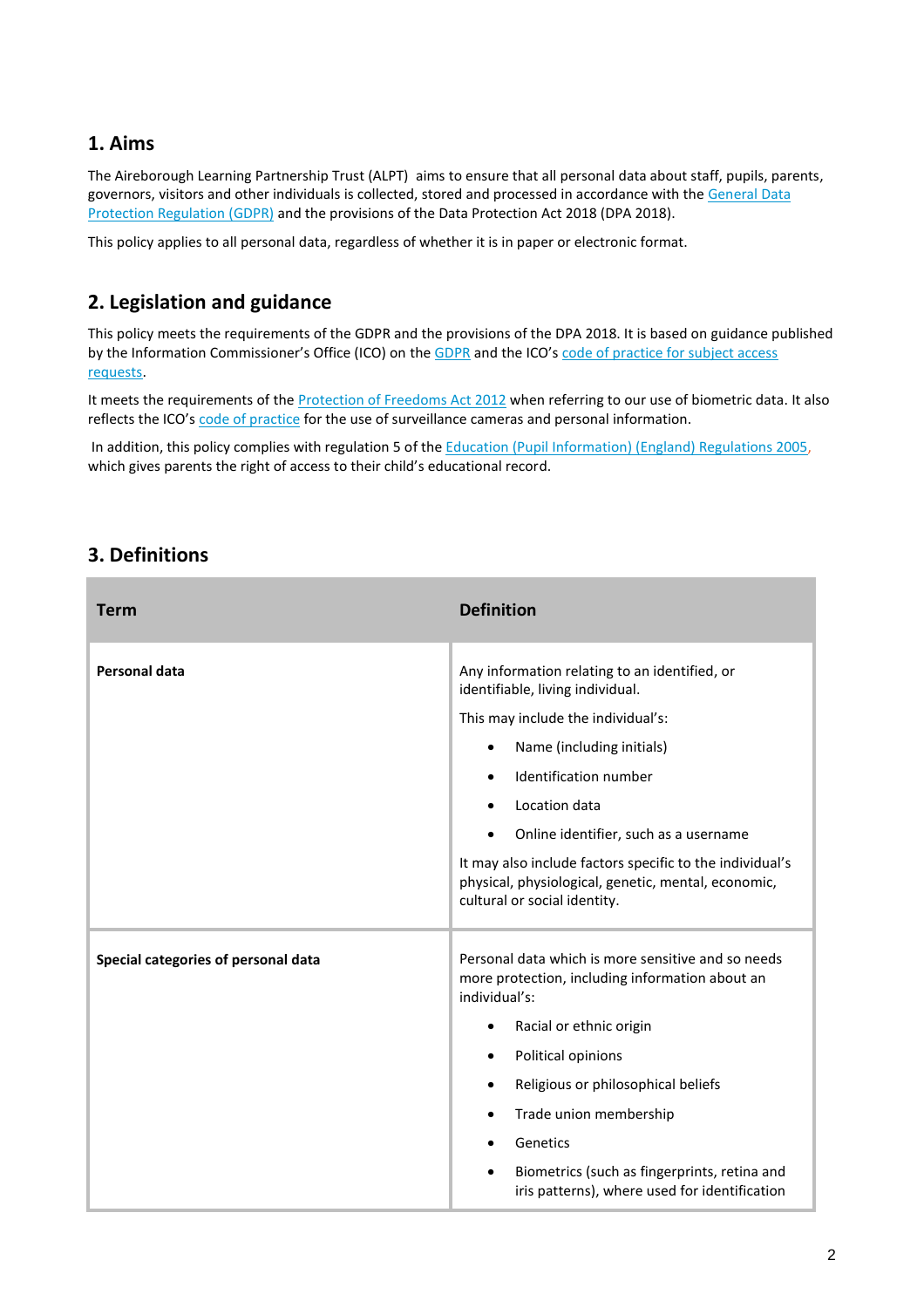## 1. Aims

The Aireborough Learning Partnership Trust (ALPT) aims to ensure that all personal data about staff, pupils, parents, governors, visitors and other individuals is collected, stored and processed in accordance with the General Data Protection Regulation (GDPR) and the provisions of the Data Protection Act 2018 (DPA 2018).

This policy applies to all personal data, regardless of whether it is in paper or electronic format.

## 2. Legislation and guidance

This policy meets the requirements of the GDPR and the provisions of the DPA 2018. It is based on guidance published by the Information Commissioner's Office (ICO) on the GDPR and the ICO's code of practice for subject access requests.

It meets the requirements of the Protection of Freedoms Act 2012 when referring to our use of biometric data. It also reflects the ICO's code of practice for the use of surveillance cameras and personal information.

In addition, this policy complies with regulation 5 of the Education (Pupil Information) (England) Regulations 2005, which gives parents the right of access to their child's educational record.

## 3. Definitions

| Term | Definition |
|---|---|
| **Personal data** | Any information relating to an identified, or identifiable, living individual.<br><br>This may include the individual's:<br><br>• Name (including initials)<br>• Identification number<br>• Location data<br>• Online identifier, such as a username<br><br>It may also include factors specific to the individual's physical, physiological, genetic, mental, economic, cultural or social identity. |
| **Special categories of personal data** | Personal data which is more sensitive and so needs more protection, including information about an individual's:<br><br>• Racial or ethnic origin<br>• Political opinions<br>• Religious or philosophical beliefs<br>• Trade union membership<br>• Genetics<br>• Biometrics (such as fingerprints, retina and iris patterns), where used for identification |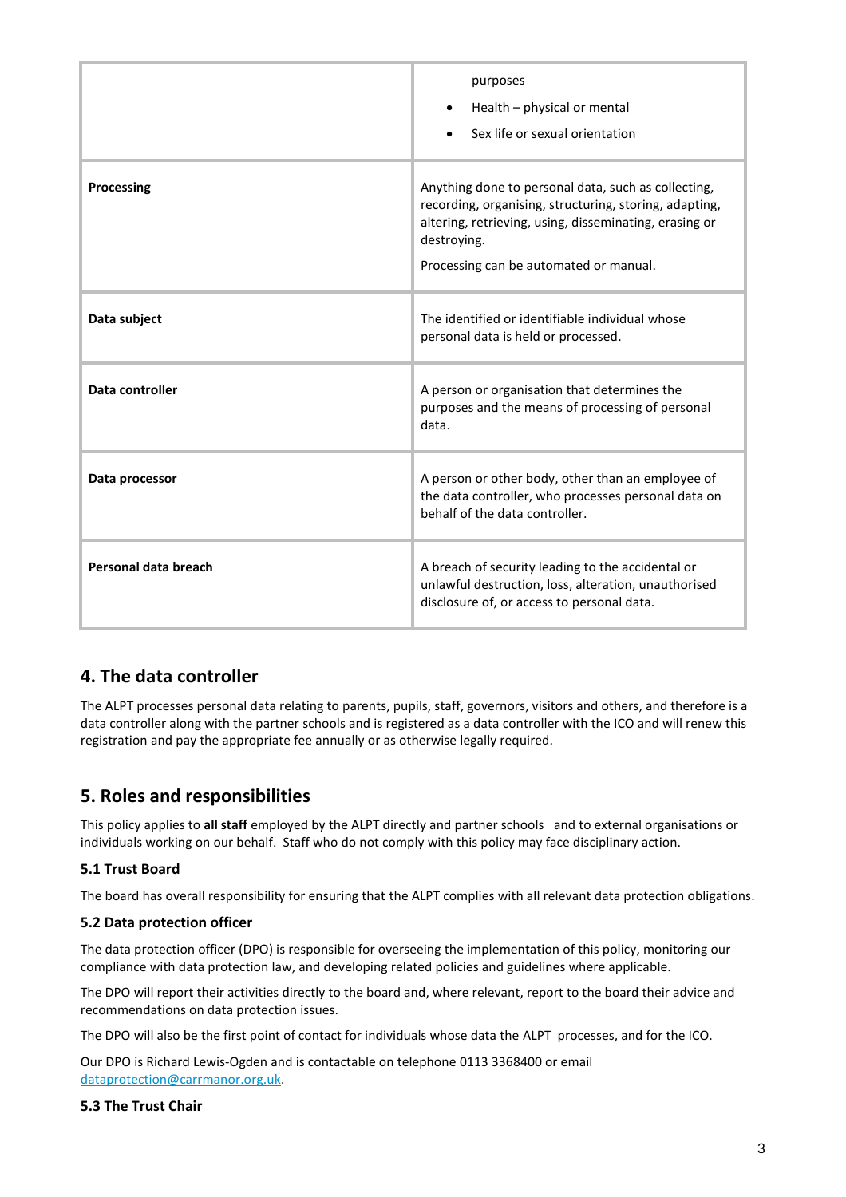| | |
|---|---|
| | purposes<br>• Health – physical or mental<br>• Sex life or sexual orientation |
| **Processing** | Anything done to personal data, such as collecting, recording, organising, structuring, storing, adapting, altering, retrieving, using, disseminating, erasing or destroying.<br>Processing can be automated or manual. |
| **Data subject** | The identified or identifiable individual whose personal data is held or processed. |
| **Data controller** | A person or organisation that determines the purposes and the means of processing of personal data. |
| **Data processor** | A person or other body, other than an employee of the data controller, who processes personal data on behalf of the data controller. |
| **Personal data breach** | A breach of security leading to the accidental or unlawful destruction, loss, alteration, unauthorised disclosure of, or access to personal data. |

## 4. The data controller

The ALPT processes personal data relating to parents, pupils, staff, governors, visitors and others, and therefore is a data controller along with the partner schools and is registered as a data controller with the ICO and will renew this registration and pay the appropriate fee annually or as otherwise legally required.

## 5. Roles and responsibilities

This policy applies to **all staff** employed by the ALPT directly and partner schools and to external organisations or individuals working on our behalf. Staff who do not comply with this policy may face disciplinary action.

### 5.1 Trust Board

The board has overall responsibility for ensuring that the ALPT complies with all relevant data protection obligations.

### 5.2 Data protection officer

The data protection officer (DPO) is responsible for overseeing the implementation of this policy, monitoring our compliance with data protection law, and developing related policies and guidelines where applicable.

The DPO will report their activities directly to the board and, where relevant, report to the board their advice and recommendations on data protection issues.

The DPO will also be the first point of contact for individuals whose data the ALPT processes, and for the ICO.

Our DPO is Richard Lewis-Ogden and is contactable on telephone 0113 3368400 or email dataprotection@carrmanor.org.uk.

### 5.3 The Trust Chair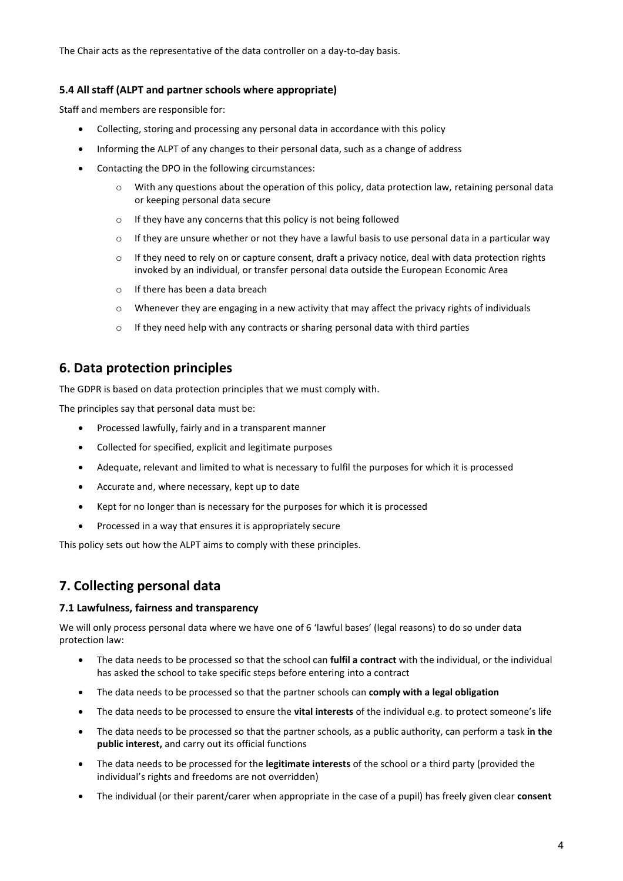The Chair acts as the representative of the data controller on a day-to-day basis.

### 5.4 All staff (ALPT and partner schools where appropriate)

Staff and members are responsible for:

- Collecting, storing and processing any personal data in accordance with this policy
- Informing the ALPT of any changes to their personal data, such as a change of address
- Contacting the DPO in the following circumstances:
    - With any questions about the operation of this policy, data protection law, retaining personal data or keeping personal data secure
    - If they have any concerns that this policy is not being followed
    - If they are unsure whether or not they have a lawful basis to use personal data in a particular way
    - If they need to rely on or capture consent, draft a privacy notice, deal with data protection rights invoked by an individual, or transfer personal data outside the European Economic Area
    - If there has been a data breach
    - Whenever they are engaging in a new activity that may affect the privacy rights of individuals
    - If they need help with any contracts or sharing personal data with third parties

## 6. Data protection principles

The GDPR is based on data protection principles that we must comply with.

The principles say that personal data must be:

- Processed lawfully, fairly and in a transparent manner
- Collected for specified, explicit and legitimate purposes
- Adequate, relevant and limited to what is necessary to fulfil the purposes for which it is processed
- Accurate and, where necessary, kept up to date
- Kept for no longer than is necessary for the purposes for which it is processed
- Processed in a way that ensures it is appropriately secure

This policy sets out how the ALPT aims to comply with these principles.

## 7. Collecting personal data

### 7.1 Lawfulness, fairness and transparency

We will only process personal data where we have one of 6 'lawful bases' (legal reasons) to do so under data protection law:

- The data needs to be processed so that the school can **fulfil a contract** with the individual, or the individual has asked the school to take specific steps before entering into a contract
- The data needs to be processed so that the partner schools can **comply with a legal obligation**
- The data needs to be processed to ensure the **vital interests** of the individual e.g. to protect someone's life
- The data needs to be processed so that the partner schools, as a public authority, can perform a task **in the public interest,** and carry out its official functions
- The data needs to be processed for the **legitimate interests** of the school or a third party (provided the individual's rights and freedoms are not overridden)
- The individual (or their parent/carer when appropriate in the case of a pupil) has freely given clear **consent**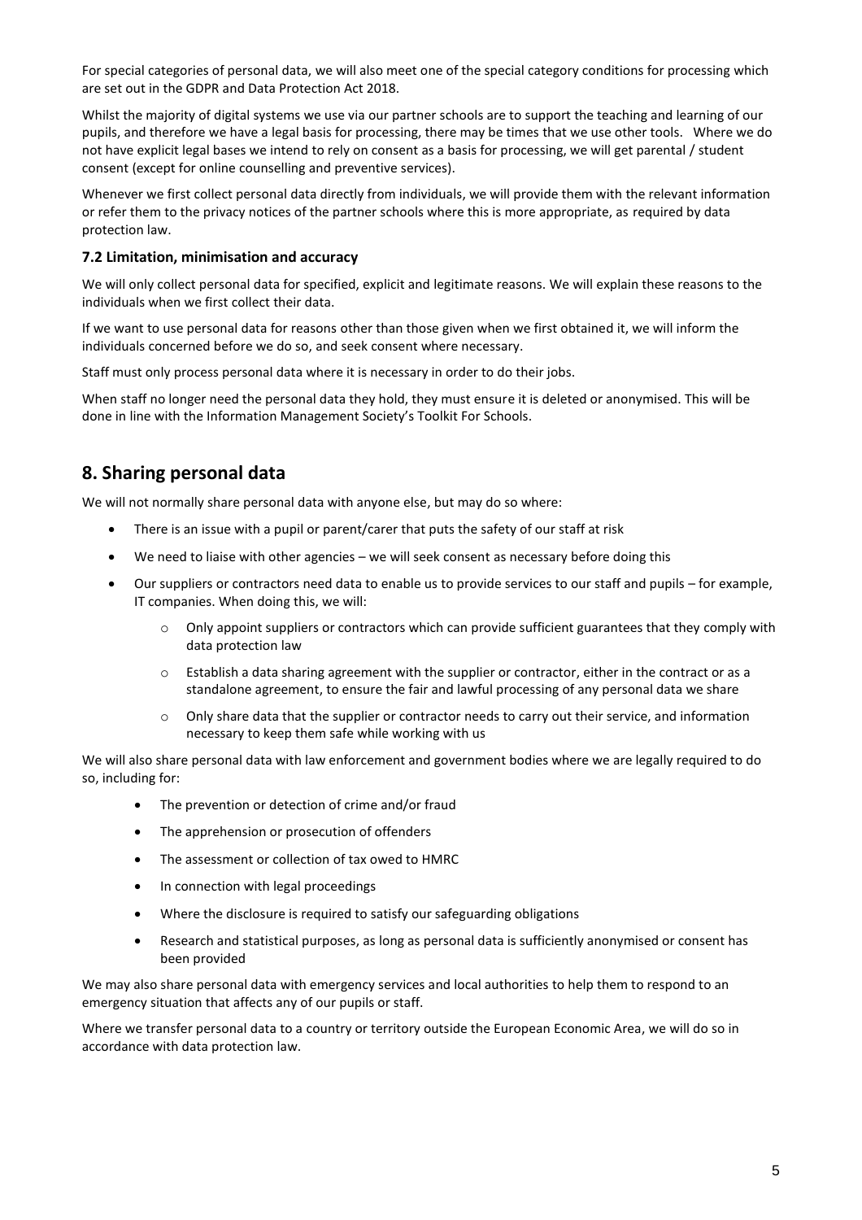For special categories of personal data, we will also meet one of the special category conditions for processing which are set out in the GDPR and Data Protection Act 2018.

Whilst the majority of digital systems we use via our partner schools are to support the teaching and learning of our pupils, and therefore we have a legal basis for processing, there may be times that we use other tools. Where we do not have explicit legal bases we intend to rely on consent as a basis for processing, we will get parental / student consent (except for online counselling and preventive services).

Whenever we first collect personal data directly from individuals, we will provide them with the relevant information or refer them to the privacy notices of the partner schools where this is more appropriate, as required by data protection law.

### 7.2 Limitation, minimisation and accuracy

We will only collect personal data for specified, explicit and legitimate reasons. We will explain these reasons to the individuals when we first collect their data.

If we want to use personal data for reasons other than those given when we first obtained it, we will inform the individuals concerned before we do so, and seek consent where necessary.

Staff must only process personal data where it is necessary in order to do their jobs.

When staff no longer need the personal data they hold, they must ensure it is deleted or anonymised. This will be done in line with the Information Management Society's Toolkit For Schools.

## 8. Sharing personal data

We will not normally share personal data with anyone else, but may do so where:

- There is an issue with a pupil or parent/carer that puts the safety of our staff at risk
- We need to liaise with other agencies – we will seek consent as necessary before doing this
- Our suppliers or contractors need data to enable us to provide services to our staff and pupils – for example, IT companies. When doing this, we will:
    - Only appoint suppliers or contractors which can provide sufficient guarantees that they comply with data protection law
    - Establish a data sharing agreement with the supplier or contractor, either in the contract or as a standalone agreement, to ensure the fair and lawful processing of any personal data we share
    - Only share data that the supplier or contractor needs to carry out their service, and information necessary to keep them safe while working with us

We will also share personal data with law enforcement and government bodies where we are legally required to do so, including for:

- The prevention or detection of crime and/or fraud
- The apprehension or prosecution of offenders
- The assessment or collection of tax owed to HMRC
- In connection with legal proceedings
- Where the disclosure is required to satisfy our safeguarding obligations
- Research and statistical purposes, as long as personal data is sufficiently anonymised or consent has been provided

We may also share personal data with emergency services and local authorities to help them to respond to an emergency situation that affects any of our pupils or staff.

Where we transfer personal data to a country or territory outside the European Economic Area, we will do so in accordance with data protection law.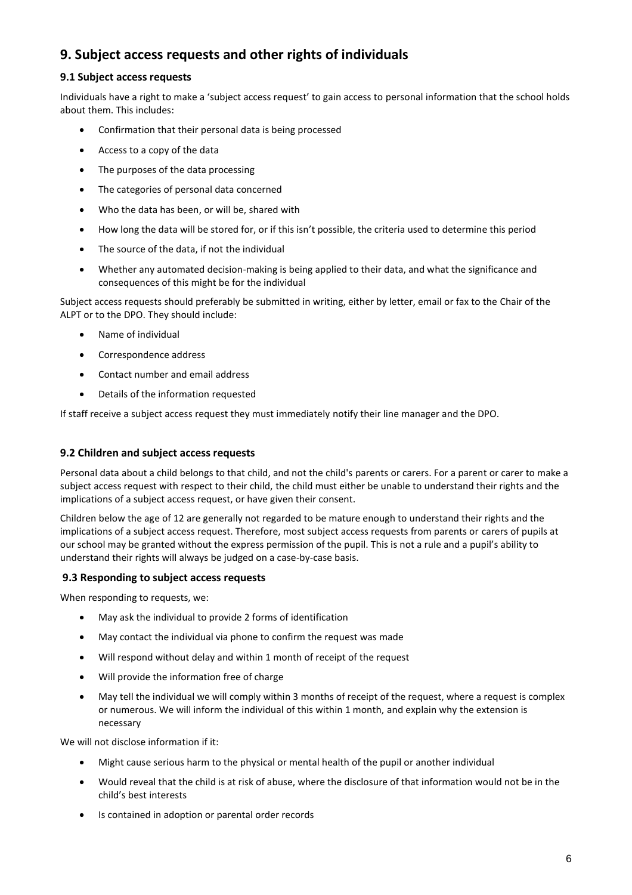## 9. Subject access requests and other rights of individuals

### 9.1 Subject access requests

Individuals have a right to make a 'subject access request' to gain access to personal information that the school holds about them. This includes:

- Confirmation that their personal data is being processed
- Access to a copy of the data
- The purposes of the data processing
- The categories of personal data concerned
- Who the data has been, or will be, shared with
- How long the data will be stored for, or if this isn't possible, the criteria used to determine this period
- The source of the data, if not the individual
- Whether any automated decision-making is being applied to their data, and what the significance and consequences of this might be for the individual

Subject access requests should preferably be submitted in writing, either by letter, email or fax to the Chair of the ALPT or to the DPO. They should include:

- Name of individual
- Correspondence address
- Contact number and email address
- Details of the information requested

If staff receive a subject access request they must immediately notify their line manager and the DPO.

### 9.2 Children and subject access requests

Personal data about a child belongs to that child, and not the child's parents or carers. For a parent or carer to make a subject access request with respect to their child, the child must either be unable to understand their rights and the implications of a subject access request, or have given their consent.

Children below the age of 12 are generally not regarded to be mature enough to understand their rights and the implications of a subject access request. Therefore, most subject access requests from parents or carers of pupils at our school may be granted without the express permission of the pupil. This is not a rule and a pupil's ability to understand their rights will always be judged on a case-by-case basis.

### 9.3 Responding to subject access requests

When responding to requests, we:

- May ask the individual to provide 2 forms of identification
- May contact the individual via phone to confirm the request was made
- Will respond without delay and within 1 month of receipt of the request
- Will provide the information free of charge
- May tell the individual we will comply within 3 months of receipt of the request, where a request is complex or numerous. We will inform the individual of this within 1 month, and explain why the extension is necessary

We will not disclose information if it:

- Might cause serious harm to the physical or mental health of the pupil or another individual
- Would reveal that the child is at risk of abuse, where the disclosure of that information would not be in the child's best interests
- Is contained in adoption or parental order records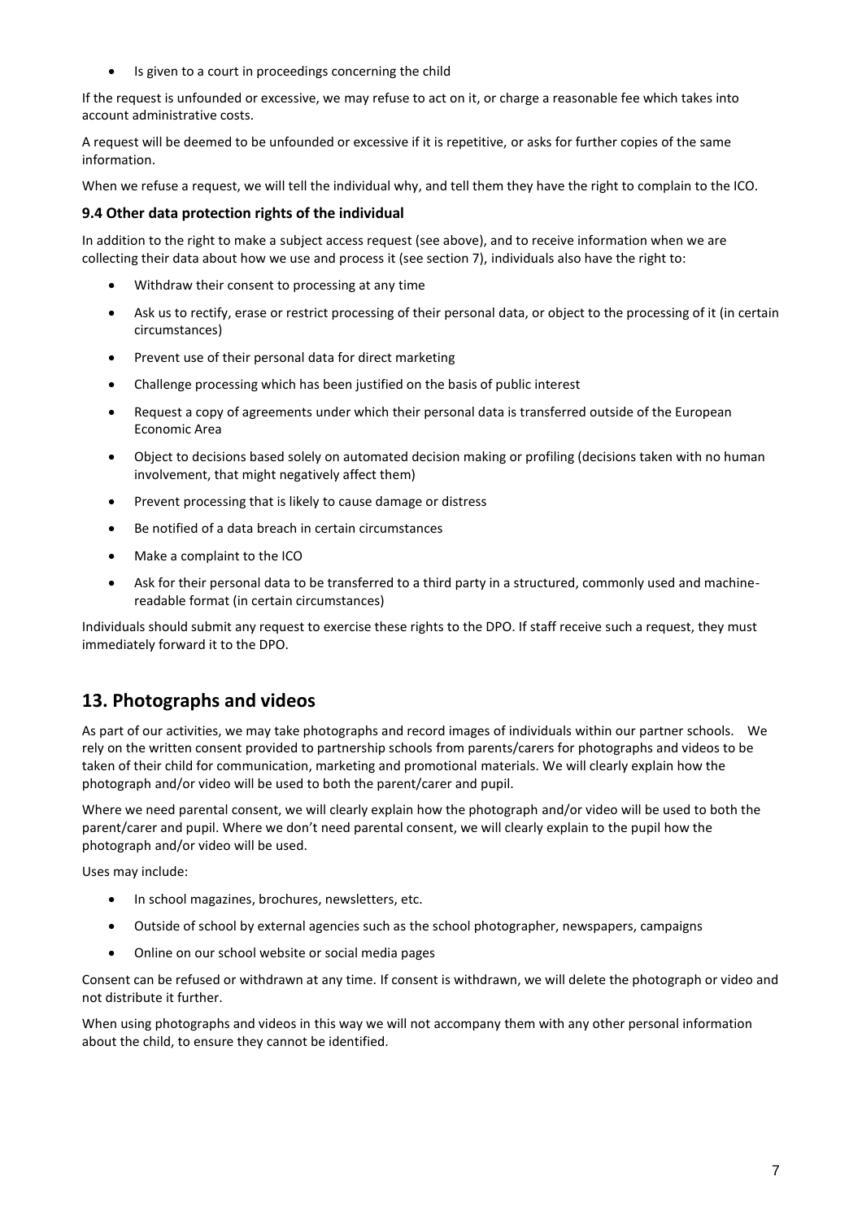- Is given to a court in proceedings concerning the child

If the request is unfounded or excessive, we may refuse to act on it, or charge a reasonable fee which takes into account administrative costs.

A request will be deemed to be unfounded or excessive if it is repetitive, or asks for further copies of the same information.

When we refuse a request, we will tell the individual why, and tell them they have the right to complain to the ICO.

### 9.4 Other data protection rights of the individual

In addition to the right to make a subject access request (see above), and to receive information when we are collecting their data about how we use and process it (see section 7), individuals also have the right to:

- Withdraw their consent to processing at any time
- Ask us to rectify, erase or restrict processing of their personal data, or object to the processing of it (in certain circumstances)
- Prevent use of their personal data for direct marketing
- Challenge processing which has been justified on the basis of public interest
- Request a copy of agreements under which their personal data is transferred outside of the European Economic Area
- Object to decisions based solely on automated decision making or profiling (decisions taken with no human involvement, that might negatively affect them)
- Prevent processing that is likely to cause damage or distress
- Be notified of a data breach in certain circumstances
- Make a complaint to the ICO
- Ask for their personal data to be transferred to a third party in a structured, commonly used and machine-readable format (in certain circumstances)

Individuals should submit any request to exercise these rights to the DPO. If staff receive such a request, they must immediately forward it to the DPO.

## 13. Photographs and videos

As part of our activities, we may take photographs and record images of individuals within our partner schools. We rely on the written consent provided to partnership schools from parents/carers for photographs and videos to be taken of their child for communication, marketing and promotional materials. We will clearly explain how the photograph and/or video will be used to both the parent/carer and pupil.

Where we need parental consent, we will clearly explain how the photograph and/or video will be used to both the parent/carer and pupil. Where we don't need parental consent, we will clearly explain to the pupil how the photograph and/or video will be used.

Uses may include:

- In school magazines, brochures, newsletters, etc.
- Outside of school by external agencies such as the school photographer, newspapers, campaigns
- Online on our school website or social media pages

Consent can be refused or withdrawn at any time. If consent is withdrawn, we will delete the photograph or video and not distribute it further.

When using photographs and videos in this way we will not accompany them with any other personal information about the child, to ensure they cannot be identified.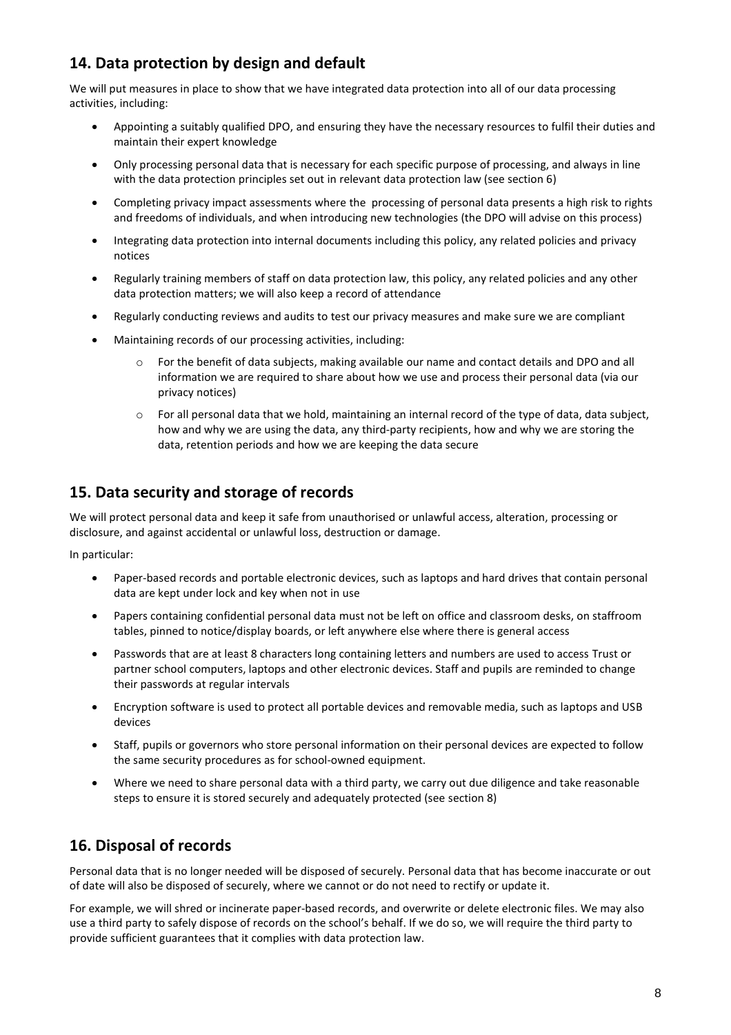## 14. Data protection by design and default

We will put measures in place to show that we have integrated data protection into all of our data processing activities, including:

- Appointing a suitably qualified DPO, and ensuring they have the necessary resources to fulfil their duties and maintain their expert knowledge
- Only processing personal data that is necessary for each specific purpose of processing, and always in line with the data protection principles set out in relevant data protection law (see section 6)
- Completing privacy impact assessments where the processing of personal data presents a high risk to rights and freedoms of individuals, and when introducing new technologies (the DPO will advise on this process)
- Integrating data protection into internal documents including this policy, any related policies and privacy notices
- Regularly training members of staff on data protection law, this policy, any related policies and any other data protection matters; we will also keep a record of attendance
- Regularly conducting reviews and audits to test our privacy measures and make sure we are compliant
- Maintaining records of our processing activities, including:
    - For the benefit of data subjects, making available our name and contact details and DPO and all information we are required to share about how we use and process their personal data (via our privacy notices)
    - For all personal data that we hold, maintaining an internal record of the type of data, data subject, how and why we are using the data, any third-party recipients, how and why we are storing the data, retention periods and how we are keeping the data secure

## 15. Data security and storage of records

We will protect personal data and keep it safe from unauthorised or unlawful access, alteration, processing or disclosure, and against accidental or unlawful loss, destruction or damage.

In particular:

- Paper-based records and portable electronic devices, such as laptops and hard drives that contain personal data are kept under lock and key when not in use
- Papers containing confidential personal data must not be left on office and classroom desks, on staffroom tables, pinned to notice/display boards, or left anywhere else where there is general access
- Passwords that are at least 8 characters long containing letters and numbers are used to access Trust or partner school computers, laptops and other electronic devices. Staff and pupils are reminded to change their passwords at regular intervals
- Encryption software is used to protect all portable devices and removable media, such as laptops and USB devices
- Staff, pupils or governors who store personal information on their personal devices are expected to follow the same security procedures as for school-owned equipment.
- Where we need to share personal data with a third party, we carry out due diligence and take reasonable steps to ensure it is stored securely and adequately protected (see section 8)

## 16. Disposal of records

Personal data that is no longer needed will be disposed of securely. Personal data that has become inaccurate or out of date will also be disposed of securely, where we cannot or do not need to rectify or update it.

For example, we will shred or incinerate paper-based records, and overwrite or delete electronic files. We may also use a third party to safely dispose of records on the school's behalf. If we do so, we will require the third party to provide sufficient guarantees that it complies with data protection law.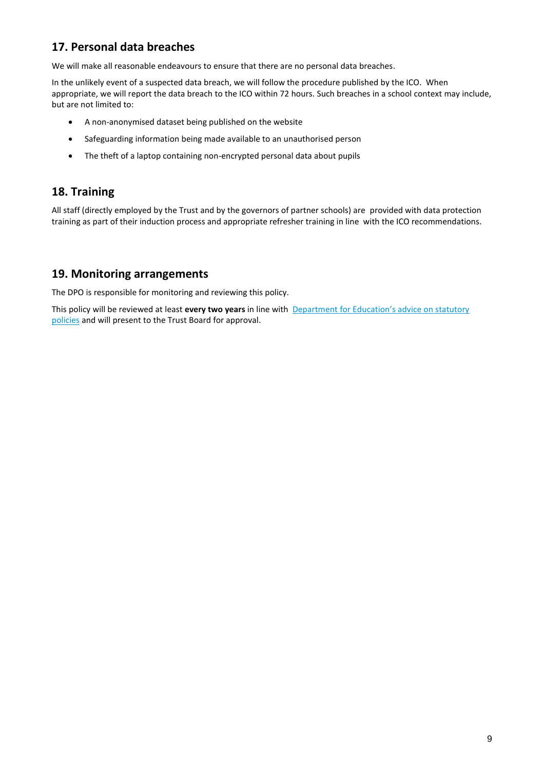## 17. Personal data breaches

We will make all reasonable endeavours to ensure that there are no personal data breaches.

In the unlikely event of a suspected data breach, we will follow the procedure published by the ICO. When appropriate, we will report the data breach to the ICO within 72 hours. Such breaches in a school context may include, but are not limited to:

- A non-anonymised dataset being published on the website
- Safeguarding information being made available to an unauthorised person
- The theft of a laptop containing non-encrypted personal data about pupils

## 18. Training

All staff (directly employed by the Trust and by the governors of partner schools) are provided with data protection training as part of their induction process and appropriate refresher training in line with the ICO recommendations.

## 19. Monitoring arrangements

The DPO is responsible for monitoring and reviewing this policy.

This policy will be reviewed at least **every two years** in line with Department for Education's advice on statutory policies and will present to the Trust Board for approval.